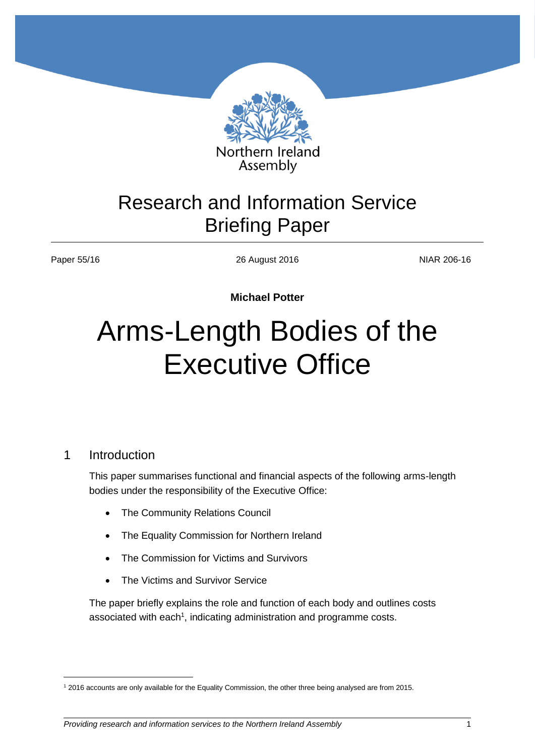Northern Ireland Assembly

# Research and Information Service Briefing Paper

Paper 55/16 | 26 August 2016 | NIAR 206-16

**Michael Potter**

# Arms-Length Bodies of the Executive Office

## 1 Introduction

This paper summarises functional and financial aspects of the following arms-length bodies under the responsibility of the Executive Office:

- The Community Relations Council
- The Equality Commission for Northern Ireland
- The Commission for Victims and Survivors
- The Victims and Survivor Service

The paper briefly explains the role and function of each body and outlines costs associated with each[1], indicating administration and programme costs.

[1] 2016 accounts are only available for the Equality Commission, the other three being analysed are from 2015.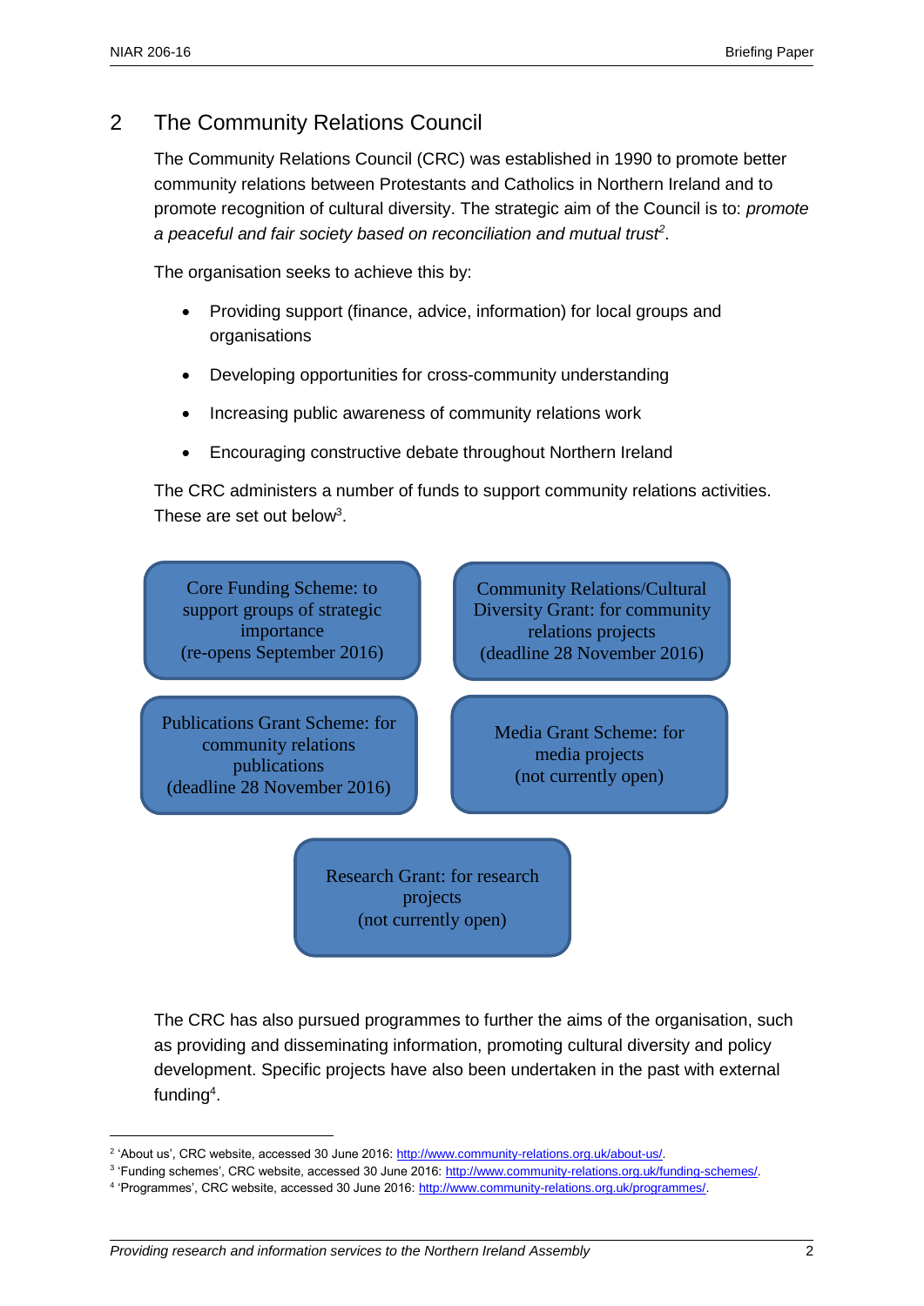## 2 The Community Relations Council

The Community Relations Council (CRC) was established in 1990 to promote better community relations between Protestants and Catholics in Northern Ireland and to promote recognition of cultural diversity. The strategic aim of the Council is to: *promote a peaceful and fair society based on reconciliation and mutual trust*[2].

The organisation seeks to achieve this by:

- Providing support (finance, advice, information) for local groups and organisations
- Developing opportunities for cross-community understanding
- Increasing public awareness of community relations work
- Encouraging constructive debate throughout Northern Ireland

The CRC administers a number of funds to support community relations activities. These are set out below[3].

Core Funding Scheme: to support groups of strategic importance
(re-opens September 2016)

Community Relations/Cultural Diversity Grant: for community relations projects
(deadline 28 November 2016)

Publications Grant Scheme: for community relations publications
(deadline 28 November 2016)

Media Grant Scheme: for media projects
(not currently open)

Research Grant: for research projects
(not currently open)

The CRC has also pursued programmes to further the aims of the organisation, such as providing and disseminating information, promoting cultural diversity and policy development. Specific projects have also been undertaken in the past with external funding[4].

---

[2] 'About us', CRC website, accessed 30 June 2016: http://www.community-relations.org.uk/about-us/.

[3] 'Funding schemes', CRC website, accessed 30 June 2016: http://www.community-relations.org.uk/funding-schemes/.

[4] 'Programmes', CRC website, accessed 30 June 2016: http://www.community-relations.org.uk/programmes/.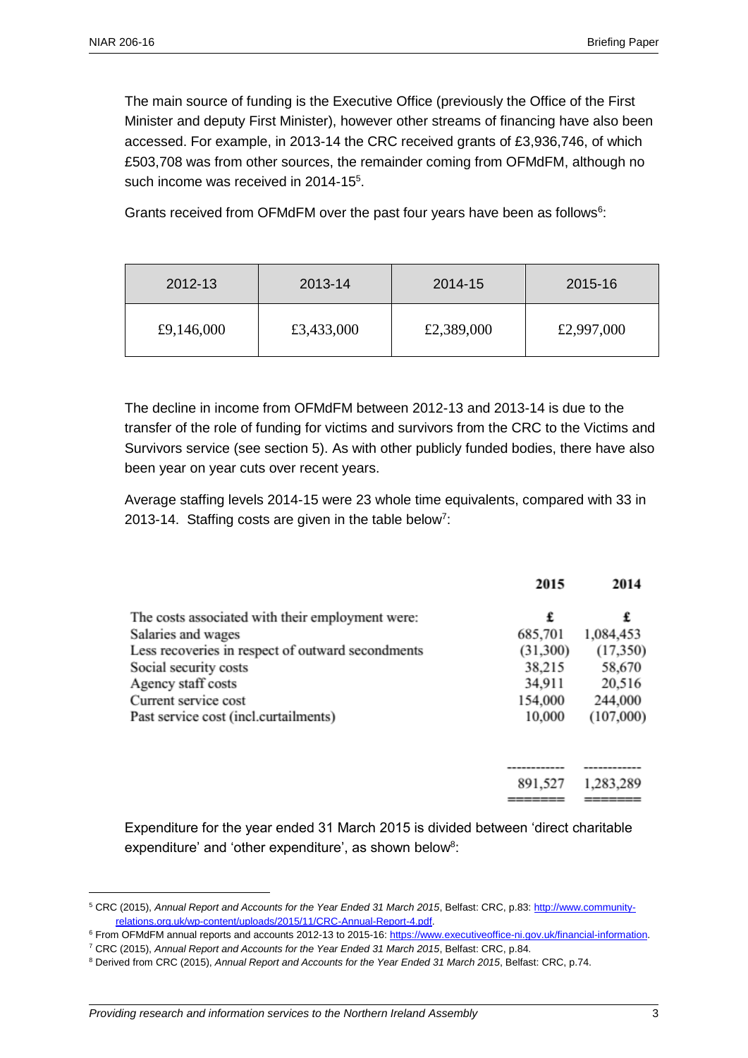The main source of funding is the Executive Office (previously the Office of the First Minister and deputy First Minister), however other streams of financing have also been accessed. For example, in 2013-14 the CRC received grants of £3,936,746, of which £503,708 was from other sources, the remainder coming from OFMdFM, although no such income was received in 2014-15[5].

Grants received from OFMdFM over the past four years have been as follows[6]:

| 2012-13 | 2013-14 | 2014-15 | 2015-16 |
|---|---|---|---|
| £9,146,000 | £3,433,000 | £2,389,000 | £2,997,000 |

The decline in income from OFMdFM between 2012-13 and 2013-14 is due to the transfer of the role of funding for victims and survivors from the CRC to the Victims and Survivors service (see section 5). As with other publicly funded bodies, there have also been year on year cuts over recent years.

Average staffing levels 2014-15 were 23 whole time equivalents, compared with 33 in 2013-14. Staffing costs are given in the table below[7]:

| | 2015 | 2014 |
|---|---|---|
| The costs associated with their employment were: | £ | £ |
| Salaries and wages | 685,701 | 1,084,453 |
| Less recoveries in respect of outward secondments | (31,300) | (17,350) |
| Social security costs | 38,215 | 58,670 |
| Agency staff costs | 34,911 | 20,516 |
| Current service cost | 154,000 | 244,000 |
| Past service cost (incl.curtailments) | 10,000 | (107,000) |
| | 891,527 | 1,283,289 |

Expenditure for the year ended 31 March 2015 is divided between 'direct charitable expenditure' and 'other expenditure', as shown below[8]:

---

[5] CRC (2015), *Annual Report and Accounts for the Year Ended 31 March 2015*, Belfast: CRC, p.83: http://www.community-relations.org.uk/wp-content/uploads/2015/11/CRC-Annual-Report-4.pdf.

[6] From OFMdFM annual reports and accounts 2012-13 to 2015-16: https://www.executiveoffice-ni.gov.uk/financial-information.

[7] CRC (2015), *Annual Report and Accounts for the Year Ended 31 March 2015*, Belfast: CRC, p.84.

[8] Derived from CRC (2015), *Annual Report and Accounts for the Year Ended 31 March 2015*, Belfast: CRC, p.74.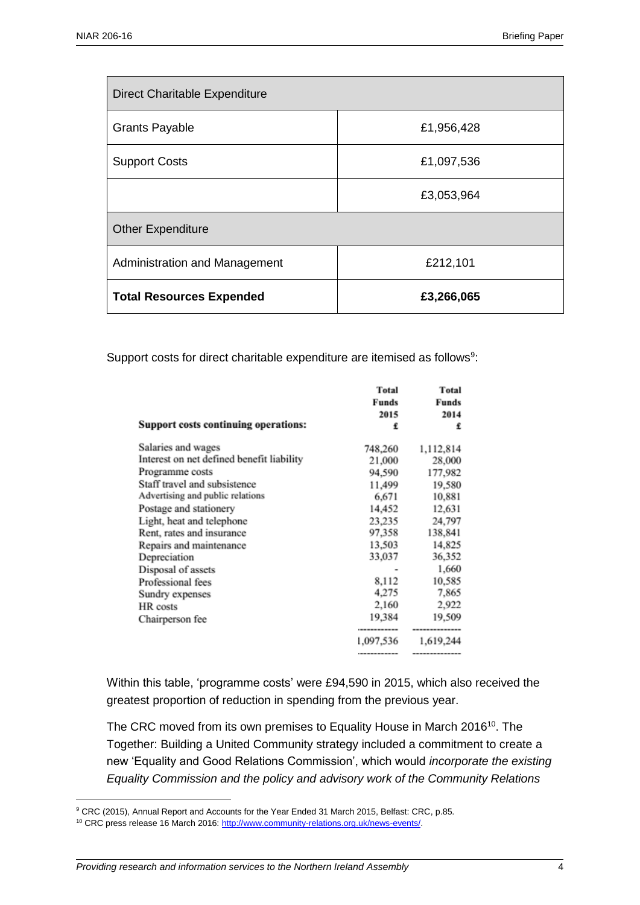| Direct Charitable Expenditure | |
|---|---|
| Grants Payable | £1,956,428 |
| Support Costs | £1,097,536 |
| | £3,053,964 |
| Other Expenditure | |
| Administration and Management | £212,101 |
| **Total Resources Expended** | **£3,266,065** |

Support costs for direct charitable expenditure are itemised as follows[9]:

| **Support costs continuing operations:** | **Total Funds 2015 £** | **Total Funds 2014 £** |
|---|---|---|
| Salaries and wages | 748,260 | 1,112,814 |
| Interest on net defined benefit liability | 21,000 | 28,000 |
| Programme costs | 94,590 | 177,982 |
| Staff travel and subsistence | 11,499 | 19,580 |
| Advertising and public relations | 6,671 | 10,881 |
| Postage and stationery | 14,452 | 12,631 |
| Light, heat and telephone | 23,235 | 24,797 |
| Rent, rates and insurance | 97,358 | 138,841 |
| Repairs and maintenance | 13,503 | 14,825 |
| Depreciation | 33,037 | 36,352 |
| Disposal of assets | - | 1,660 |
| Professional fees | 8,112 | 10,585 |
| Sundry expenses | 4,275 | 7,865 |
| HR costs | 2,160 | 2,922 |
| Chairperson fee | 19,384 | 19,509 |
| | 1,097,536 | 1,619,244 |

Within this table, 'programme costs' were £94,590 in 2015, which also received the greatest proportion of reduction in spending from the previous year.

The CRC moved from its own premises to Equality House in March 2016[10]. The Together: Building a United Community strategy included a commitment to create a new 'Equality and Good Relations Commission', which would *incorporate the existing Equality Commission and the policy and advisory work of the Community Relations*

[9] CRC (2015), Annual Report and Accounts for the Year Ended 31 March 2015, Belfast: CRC, p.85.

[10] CRC press release 16 March 2016: http://www.community-relations.org.uk/news-events/.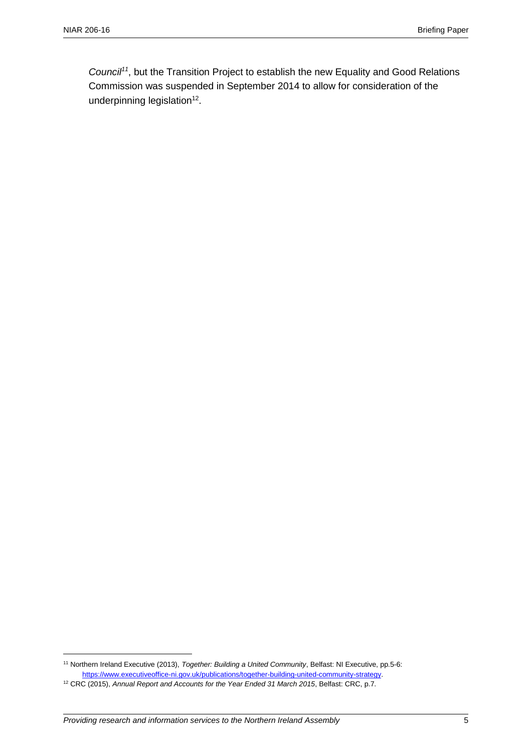*Council*[11], but the Transition Project to establish the new Equality and Good Relations Commission was suspended in September 2014 to allow for consideration of the underpinning legislation[12].

---

[11] Northern Ireland Executive (2013), *Together: Building a United Community*, Belfast: NI Executive, pp.5-6: https://www.executiveoffice-ni.gov.uk/publications/together-building-united-community-strategy.

[12] CRC (2015), *Annual Report and Accounts for the Year Ended 31 March 2015*, Belfast: CRC, p.7.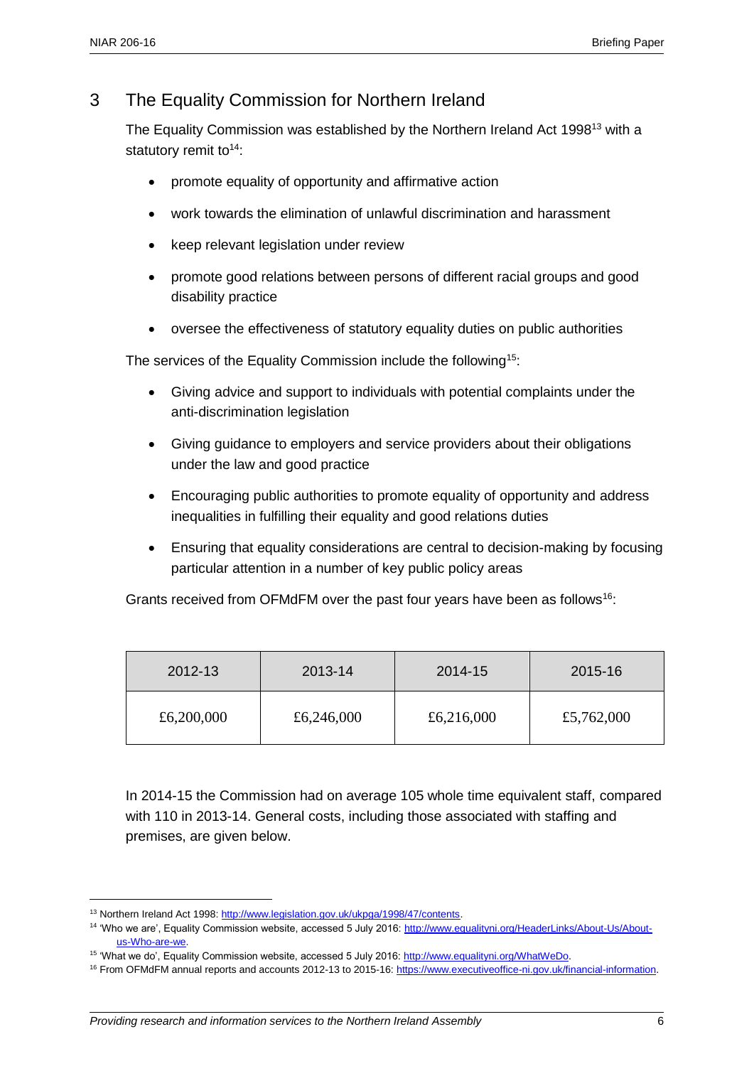## 3 The Equality Commission for Northern Ireland

The Equality Commission was established by the Northern Ireland Act 1998[13] with a statutory remit to[14]:

- promote equality of opportunity and affirmative action
- work towards the elimination of unlawful discrimination and harassment
- keep relevant legislation under review
- promote good relations between persons of different racial groups and good disability practice
- oversee the effectiveness of statutory equality duties on public authorities

The services of the Equality Commission include the following[15]:

- Giving advice and support to individuals with potential complaints under the anti-discrimination legislation
- Giving guidance to employers and service providers about their obligations under the law and good practice
- Encouraging public authorities to promote equality of opportunity and address inequalities in fulfilling their equality and good relations duties
- Ensuring that equality considerations are central to decision-making by focusing particular attention in a number of key public policy areas

Grants received from OFMdFM over the past four years have been as follows[16]:

| 2012-13 | 2013-14 | 2014-15 | 2015-16 |
|---|---|---|---|
| £6,200,000 | £6,246,000 | £6,216,000 | £5,762,000 |

In 2014-15 the Commission had on average 105 whole time equivalent staff, compared with 110 in 2013-14. General costs, including those associated with staffing and premises, are given below.

---

[13] Northern Ireland Act 1998: http://www.legislation.gov.uk/ukpga/1998/47/contents.

[14] 'Who we are', Equality Commission website, accessed 5 July 2016: http://www.equalityni.org/HeaderLinks/About-Us/About-us-Who-are-we.

[15] 'What we do', Equality Commission website, accessed 5 July 2016: http://www.equalityni.org/WhatWeDo.

[16] From OFMdFM annual reports and accounts 2012-13 to 2015-16: https://www.executiveoffice-ni.gov.uk/financial-information.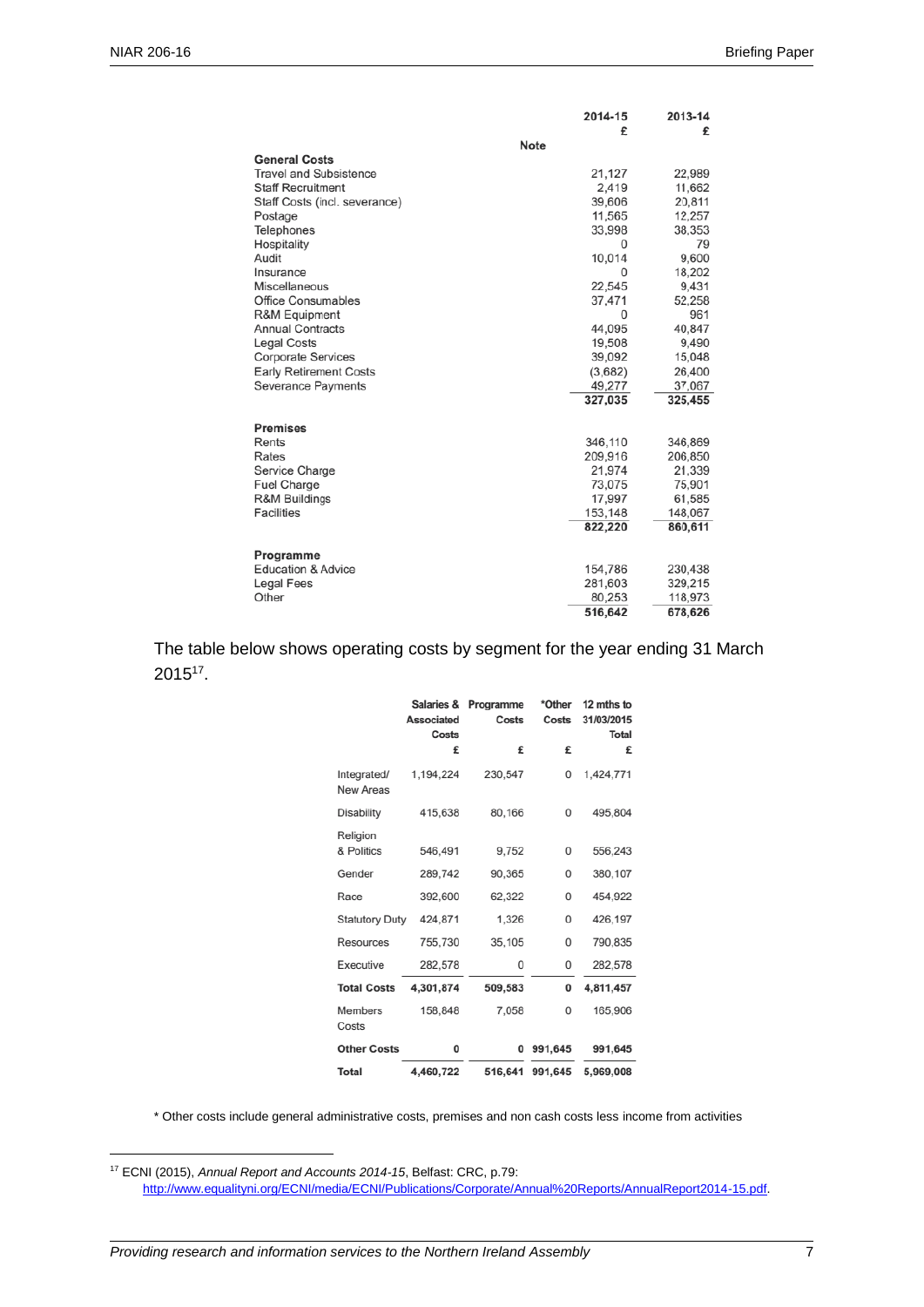| | Note | 2014-15 £ | 2013-14 £ |
|---|---|---|---|
| **General Costs** | | | |
| Travel and Subsistence | | 21,127 | 22,989 |
| Staff Recruitment | | 2,419 | 11,662 |
| Staff Costs (incl. severance) | | 39,606 | 20,811 |
| Postage | | 11,565 | 12,257 |
| Telephones | | 33,998 | 38,353 |
| Hospitality | | 0 | 79 |
| Audit | | 10,014 | 9,600 |
| Insurance | | 0 | 18,202 |
| Miscellaneous | | 22,545 | 9,431 |
| Office Consumables | | 37,471 | 52,258 |
| R&M Equipment | | 0 | 961 |
| Annual Contracts | | 44,095 | 40,847 |
| Legal Costs | | 19,508 | 9,490 |
| Corporate Services | | 39,092 | 15,048 |
| Early Retirement Costs | | (3,682) | 26,400 |
| Severance Payments | | 49,277 | 37,067 |
| | | **327,035** | **325,455** |
| **Premises** | | | |
| Rents | | 346,110 | 346,869 |
| Rates | | 209,916 | 206,850 |
| Service Charge | | 21,974 | 21,339 |
| Fuel Charge | | 73,075 | 75,901 |
| R&M Buildings | | 17,997 | 61,585 |
| Facilities | | 153,148 | 148,067 |
| | | **822,220** | **860,611** |
| **Programme** | | | |
| Education & Advice | | 154,786 | 230,438 |
| Legal Fees | | 281,603 | 329,215 |
| Other | | 80,253 | 118,973 |
| | | **516,642** | **678,626** |

The table below shows operating costs by segment for the year ending 31 March 2015[17].

| | Salaries & Associated Costs £ | Programme Costs £ | *Other Costs £ | 12 mths to 31/03/2015 Total £ |
|---|---|---|---|---|
| Integrated/ New Areas | 1,194,224 | 230,547 | 0 | 1,424,771 |
| Disability | 415,638 | 80,166 | 0 | 495,804 |
| Religion & Politics | 546,491 | 9,752 | 0 | 556,243 |
| Gender | 289,742 | 90,365 | 0 | 380,107 |
| Race | 392,600 | 62,322 | 0 | 454,922 |
| Statutory Duty | 424,871 | 1,326 | 0 | 426,197 |
| Resources | 755,730 | 35,105 | 0 | 790,835 |
| Executive | 282,578 | 0 | 0 | 282,578 |
| **Total Costs** | **4,301,874** | **509,583** | **0** | **4,811,457** |
| Members Costs | 158,848 | 7,058 | 0 | 165,906 |
| **Other Costs** | **0** | **0** | **991,645** | **991,645** |
| **Total** | **4,460,722** | **516,641** | **991,645** | **5,969,008** |

* Other costs include general administrative costs, premises and non cash costs less income from activities

[17] ECNI (2015), *Annual Report and Accounts 2014-15*, Belfast: CRC, p.79: http://www.equalityni.org/ECNI/media/ECNI/Publications/Corporate/Annual%20Reports/AnnualReport2014-15.pdf.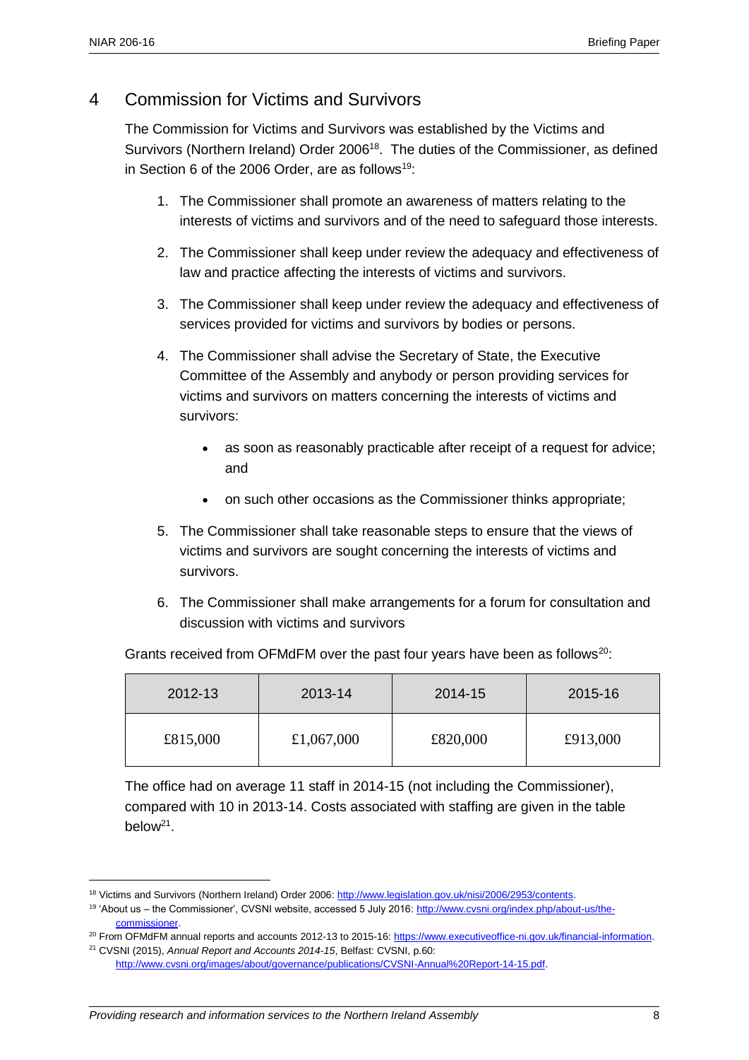## 4 Commission for Victims and Survivors

The Commission for Victims and Survivors was established by the Victims and Survivors (Northern Ireland) Order 2006[18]. The duties of the Commissioner, as defined in Section 6 of the 2006 Order, are as follows[19]:

1. The Commissioner shall promote an awareness of matters relating to the interests of victims and survivors and of the need to safeguard those interests.
2. The Commissioner shall keep under review the adequacy and effectiveness of law and practice affecting the interests of victims and survivors.
3. The Commissioner shall keep under review the adequacy and effectiveness of services provided for victims and survivors by bodies or persons.
4. The Commissioner shall advise the Secretary of State, the Executive Committee of the Assembly and anybody or person providing services for victims and survivors on matters concerning the interests of victims and survivors:
    - as soon as reasonably practicable after receipt of a request for advice; and
    - on such other occasions as the Commissioner thinks appropriate;
5. The Commissioner shall take reasonable steps to ensure that the views of victims and survivors are sought concerning the interests of victims and survivors.
6. The Commissioner shall make arrangements for a forum for consultation and discussion with victims and survivors

Grants received from OFMdFM over the past four years have been as follows[20]:

| 2012-13 | 2013-14 | 2014-15 | 2015-16 |
|---|---|---|---|
| £815,000 | £1,067,000 | £820,000 | £913,000 |

The office had on average 11 staff in 2014-15 (not including the Commissioner), compared with 10 in 2013-14. Costs associated with staffing are given in the table below[21].

[18] Victims and Survivors (Northern Ireland) Order 2006: http://www.legislation.gov.uk/nisi/2006/2953/contents.

[19] 'About us – the Commissioner', CVSNI website, accessed 5 July 2016: http://www.cvsni.org/index.php/about-us/the-commissioner.

[20] From OFMdFM annual reports and accounts 2012-13 to 2015-16: https://www.executiveoffice-ni.gov.uk/financial-information.

[21] CVSNI (2015), *Annual Report and Accounts 2014-15*, Belfast: CVSNI, p.60: http://www.cvsni.org/images/about/governance/publications/CVSNI-Annual%20Report-14-15.pdf.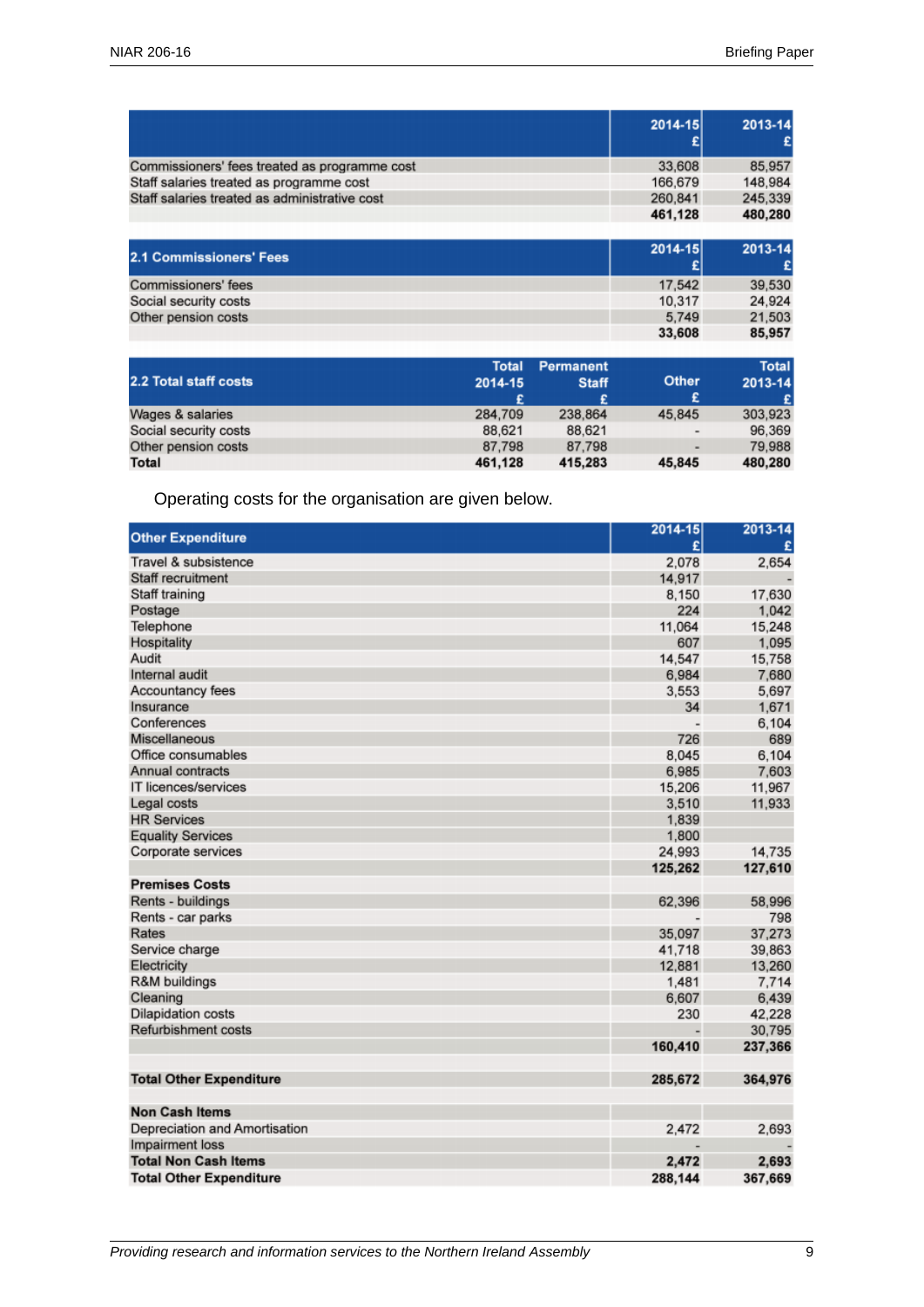| | 2014-15 £ | 2013-14 £ |
|---|---|---|
| Commissioners' fees treated as programme cost | 33,608 | 85,957 |
| Staff salaries treated as programme cost | 166,679 | 148,984 |
| Staff salaries treated as administrative cost | 260,841 | 245,339 |
| | **461,128** | **480,280** |

| 2.1 Commissioners' Fees | 2014-15 £ | 2013-14 £ |
|---|---|---|
| Commissioners' fees | 17,542 | 39,530 |
| Social security costs | 10,317 | 24,924 |
| Other pension costs | 5,749 | 21,503 |
| | **33,608** | **85,957** |

| 2.2 Total staff costs | Total 2014-15 £ | Permanent Staff £ | Other £ | Total 2013-14 £ |
|---|---|---|---|---|
| Wages & salaries | 284,709 | 238,864 | 45,845 | 303,923 |
| Social security costs | 88,621 | 88,621 | - | 96,369 |
| Other pension costs | 87,798 | 87,798 | - | 79,988 |
| **Total** | **461,128** | **415,283** | **45,845** | **480,280** |

Operating costs for the organisation are given below.

| Other Expenditure | 2014-15 £ | 2013-14 £ |
|---|---|---|
| Travel & subsistence | 2,078 | 2,654 |
| Staff recruitment | 14,917 | - |
| Staff training | 8,150 | 17,630 |
| Postage | 224 | 1,042 |
| Telephone | 11,064 | 15,248 |
| Hospitality | 607 | 1,095 |
| Audit | 14,547 | 15,758 |
| Internal audit | 6,984 | 7,680 |
| Accountancy fees | 3,553 | 5,697 |
| Insurance | 34 | 1,671 |
| Conferences | - | 6,104 |
| Miscellaneous | 726 | 689 |
| Office consumables | 8,045 | 6,104 |
| Annual contracts | 6,985 | 7,603 |
| IT licences/services | 15,206 | 11,967 |
| Legal costs | 3,510 | 11,933 |
| HR Services | 1,839 | |
| Equality Services | 1,800 | |
| Corporate services | 24,993 | 14,735 |
| | **125,262** | **127,610** |
| **Premises Costs** | | |
| Rents - buildings | 62,396 | 58,996 |
| Rents - car parks | - | 798 |
| Rates | 35,097 | 37,273 |
| Service charge | 41,718 | 39,863 |
| Electricity | 12,881 | 13,260 |
| R&M buildings | 1,481 | 7,714 |
| Cleaning | 6,607 | 6,439 |
| Dilapidation costs | 230 | 42,228 |
| Refurbishment costs | - | 30,795 |
| | **160,410** | **237,366** |
| | | |
| **Total Other Expenditure** | **285,672** | **364,976** |
| | | |
| **Non Cash Items** | | |
| Depreciation and Amortisation | 2,472 | 2,693 |
| Impairment loss | - | - |
| **Total Non Cash Items** | **2,472** | **2,693** |
| **Total Other Expenditure** | **288,144** | **367,669** |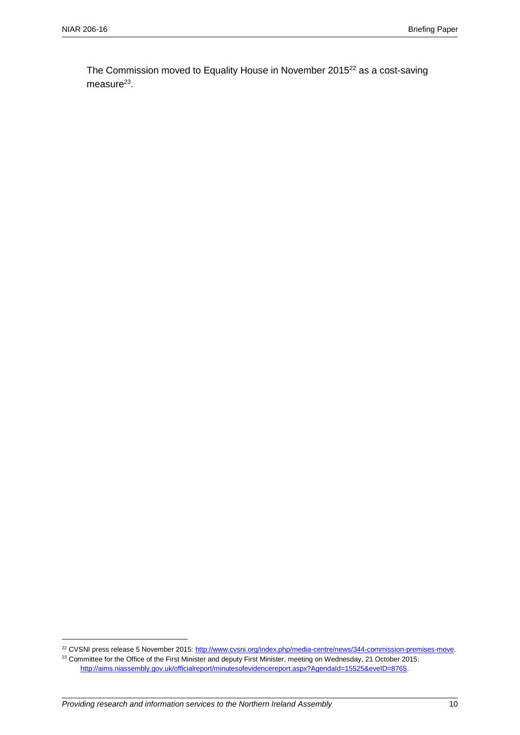The Commission moved to Equality House in November 2015[22] as a cost-saving measure[23].

[22] CVSNI press release 5 November 2015: http://www.cvsni.org/index.php/media-centre/news/344-commission-premises-move.

[23] Committee for the Office of the First Minister and deputy First Minister, meeting on Wednesday, 21 October 2015: http://aims.niassembly.gov.uk/officialreport/minutesofevidencereport.aspx?AgendaId=15525&eveID=8765.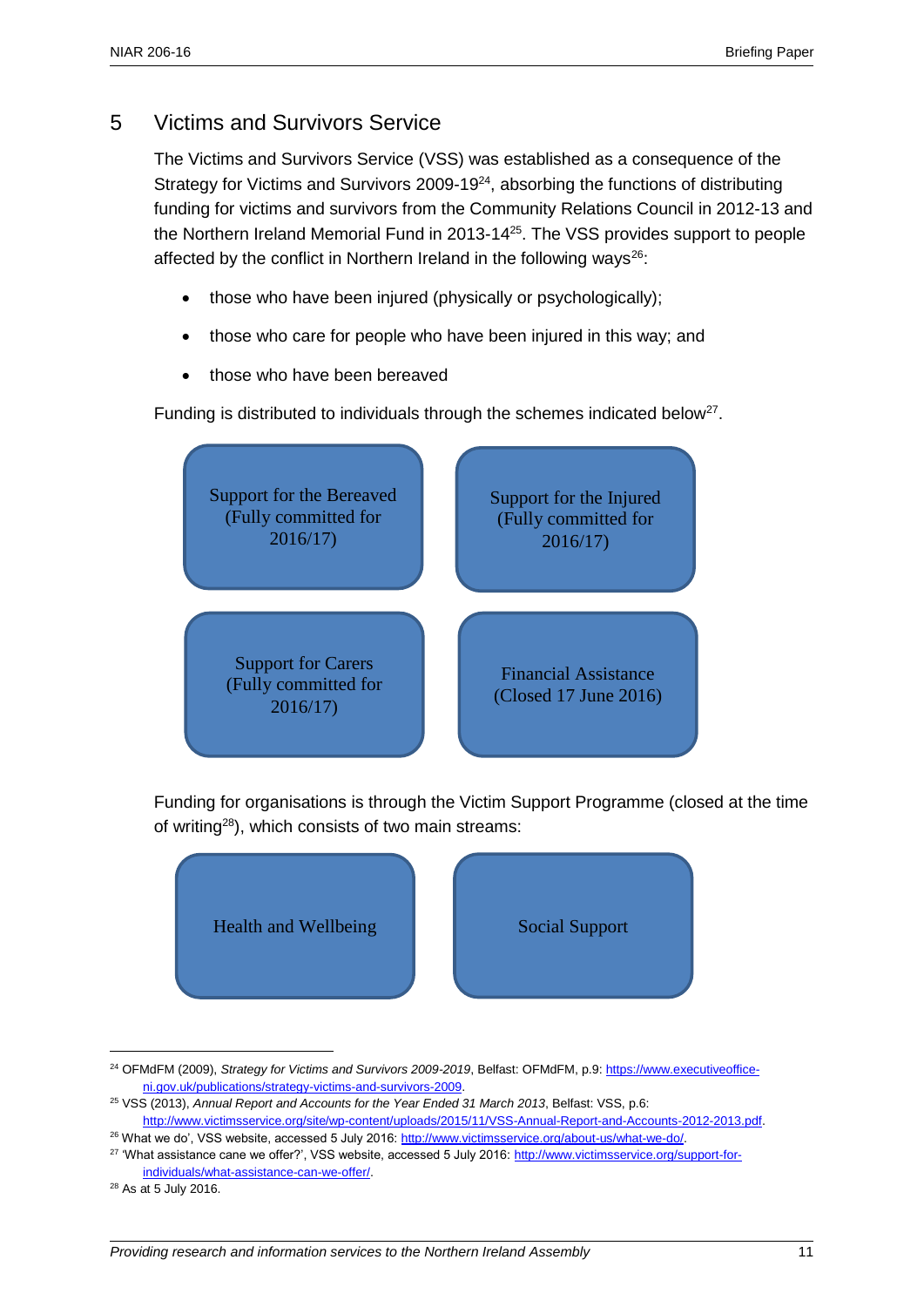## 5 Victims and Survivors Service

The Victims and Survivors Service (VSS) was established as a consequence of the Strategy for Victims and Survivors 2009-19[24], absorbing the functions of distributing funding for victims and survivors from the Community Relations Council in 2012-13 and the Northern Ireland Memorial Fund in 2013-14[25]. The VSS provides support to people affected by the conflict in Northern Ireland in the following ways[26]:

- those who have been injured (physically or psychologically);
- those who care for people who have been injured in this way; and
- those who have been bereaved

Funding is distributed to individuals through the schemes indicated below[27].

- Support for the Bereaved (Fully committed for 2016/17)
- Support for the Injured (Fully committed for 2016/17)
- Support for Carers (Fully committed for 2016/17)
- Financial Assistance (Closed 17 June 2016)

Funding for organisations is through the Victim Support Programme (closed at the time of writing[28]), which consists of two main streams:

- Health and Wellbeing
- Social Support

---

[24] OFMdFM (2009), *Strategy for Victims and Survivors 2009-2019*, Belfast: OFMdFM, p.9: https://www.executiveoffice-ni.gov.uk/publications/strategy-victims-and-survivors-2009.

[25] VSS (2013), *Annual Report and Accounts for the Year Ended 31 March 2013*, Belfast: VSS, p.6: http://www.victimsservice.org/site/wp-content/uploads/2015/11/VSS-Annual-Report-and-Accounts-2012-2013.pdf.

[26] What we do', VSS website, accessed 5 July 2016: http://www.victimsservice.org/about-us/what-we-do/.

[27] 'What assistance cane we offer?', VSS website, accessed 5 July 2016: http://www.victimsservice.org/support-for-individuals/what-assistance-can-we-offer/.

[28] As at 5 July 2016.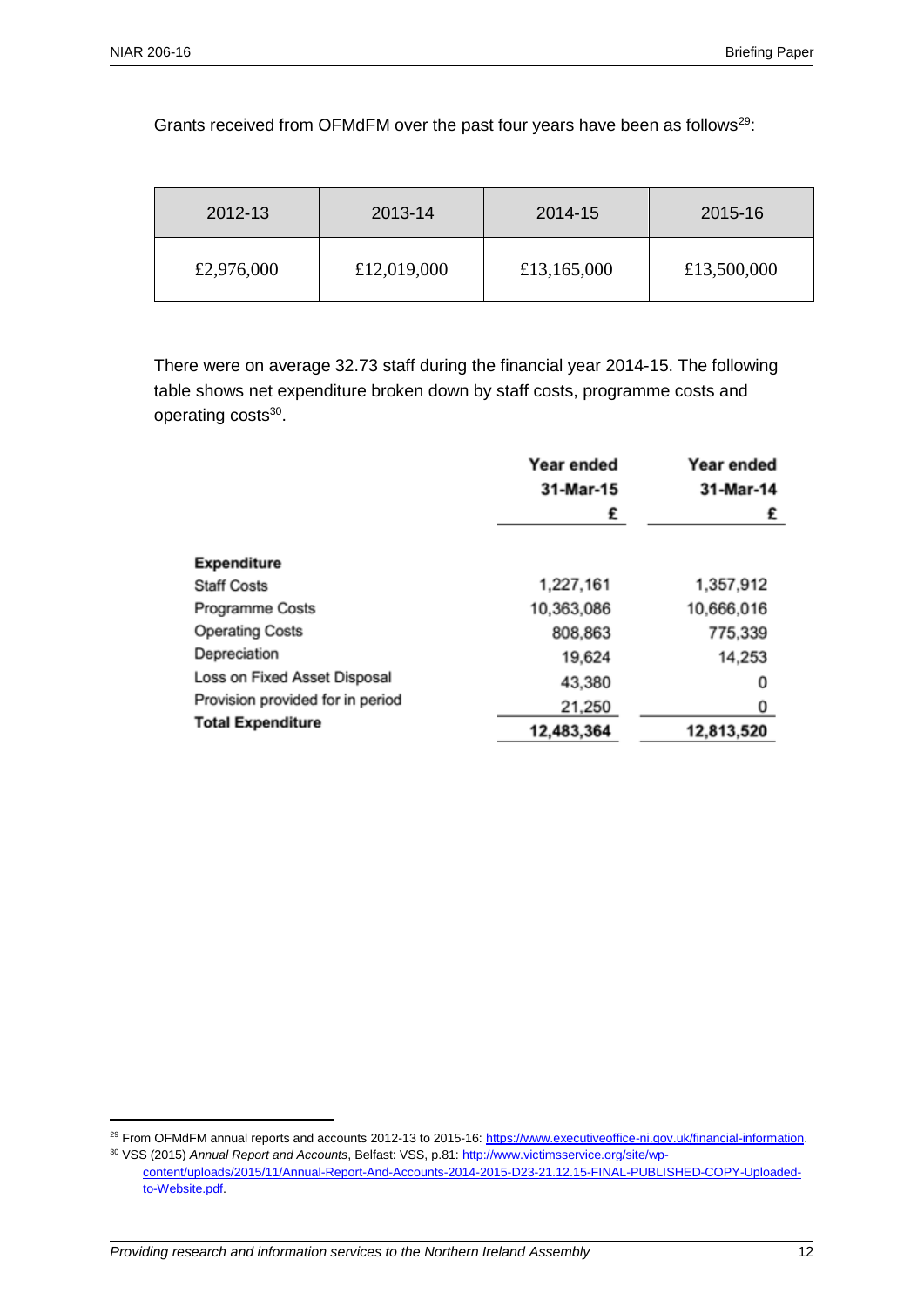Grants received from OFMdFM over the past four years have been as follows[29]:

| 2012-13 | 2013-14 | 2014-15 | 2015-16 |
|---|---|---|---|
| £2,976,000 | £12,019,000 | £13,165,000 | £13,500,000 |

There were on average 32.73 staff during the financial year 2014-15. The following table shows net expenditure broken down by staff costs, programme costs and operating costs[30].

| | Year ended 31-Mar-15 £ | Year ended 31-Mar-14 £ |
|---|---|---|
| **Expenditure** | | |
| Staff Costs | 1,227,161 | 1,357,912 |
| Programme Costs | 10,363,086 | 10,666,016 |
| Operating Costs | 808,863 | 775,339 |
| Depreciation | 19,624 | 14,253 |
| Loss on Fixed Asset Disposal | 43,380 | 0 |
| Provision provided for in period | 21,250 | 0 |
| **Total Expenditure** | **12,483,364** | **12,813,520** |

[29] From OFMdFM annual reports and accounts 2012-13 to 2015-16: https://www.executiveoffice-ni.gov.uk/financial-information.

[30] VSS (2015) *Annual Report and Accounts*, Belfast: VSS, p.81: http://www.victimsservice.org/site/wp-content/uploads/2015/11/Annual-Report-And-Accounts-2014-2015-D23-21.12.15-FINAL-PUBLISHED-COPY-Uploaded-to-Website.pdf.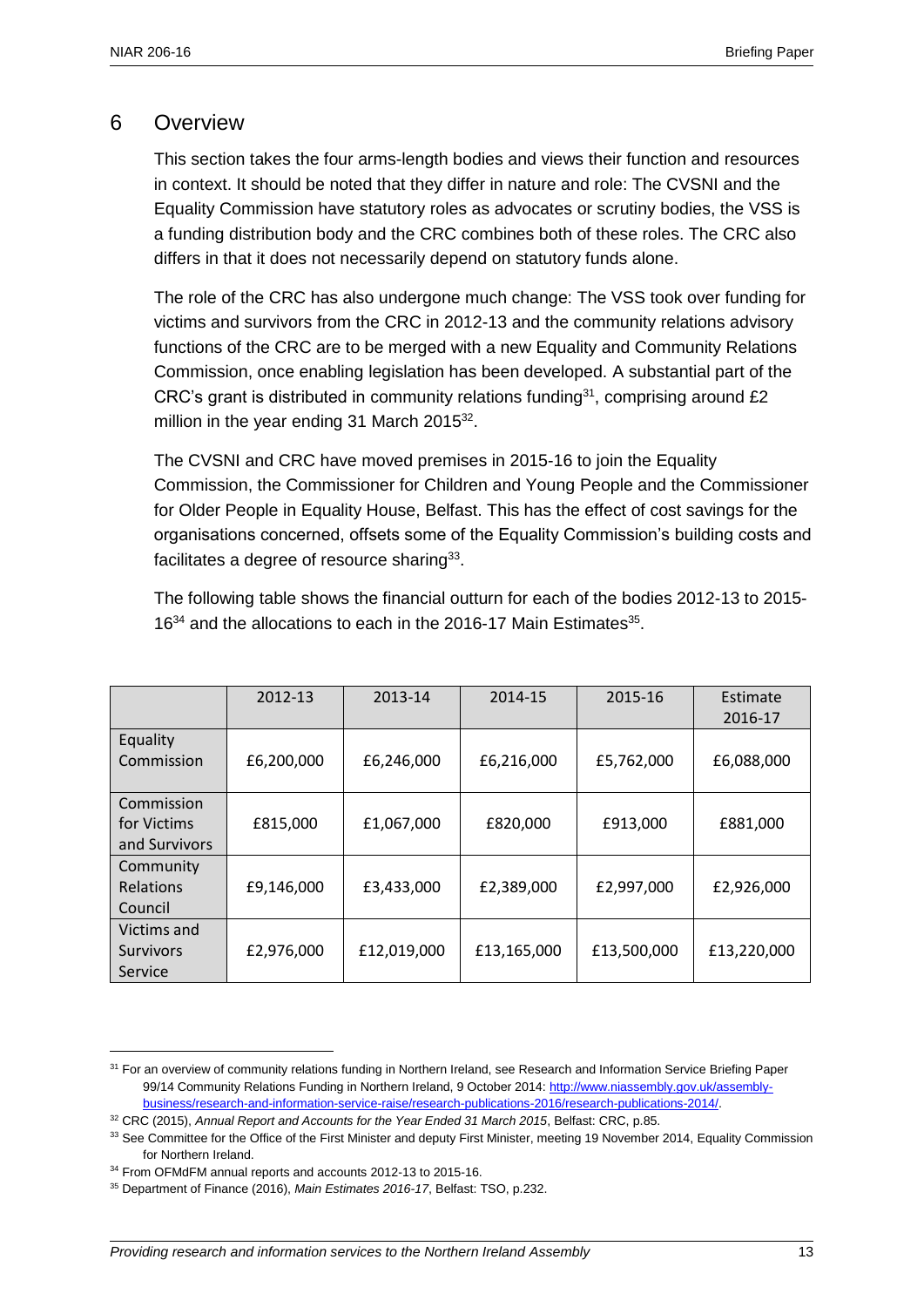## 6 Overview

This section takes the four arms-length bodies and views their function and resources in context. It should be noted that they differ in nature and role: The CVSNI and the Equality Commission have statutory roles as advocates or scrutiny bodies, the VSS is a funding distribution body and the CRC combines both of these roles. The CRC also differs in that it does not necessarily depend on statutory funds alone.

The role of the CRC has also undergone much change: The VSS took over funding for victims and survivors from the CRC in 2012-13 and the community relations advisory functions of the CRC are to be merged with a new Equality and Community Relations Commission, once enabling legislation has been developed. A substantial part of the CRC's grant is distributed in community relations funding[31], comprising around £2 million in the year ending 31 March 2015[32].

The CVSNI and CRC have moved premises in 2015-16 to join the Equality Commission, the Commissioner for Children and Young People and the Commissioner for Older People in Equality House, Belfast. This has the effect of cost savings for the organisations concerned, offsets some of the Equality Commission's building costs and facilitates a degree of resource sharing[33].

The following table shows the financial outturn for each of the bodies 2012-13 to 2015-16[34] and the allocations to each in the 2016-17 Main Estimates[35].

| | 2012-13 | 2013-14 | 2014-15 | 2015-16 | Estimate 2016-17 |
|---|---|---|---|---|---|
| Equality Commission | £6,200,000 | £6,246,000 | £6,216,000 | £5,762,000 | £6,088,000 |
| Commission for Victims and Survivors | £815,000 | £1,067,000 | £820,000 | £913,000 | £881,000 |
| Community Relations Council | £9,146,000 | £3,433,000 | £2,389,000 | £2,997,000 | £2,926,000 |
| Victims and Survivors Service | £2,976,000 | £12,019,000 | £13,165,000 | £13,500,000 | £13,220,000 |

[31] For an overview of community relations funding in Northern Ireland, see Research and Information Service Briefing Paper 99/14 Community Relations Funding in Northern Ireland, 9 October 2014: http://www.niassembly.gov.uk/assembly-business/research-and-information-service-raise/research-publications-2016/research-publications-2014/.

[32] CRC (2015), *Annual Report and Accounts for the Year Ended 31 March 2015*, Belfast: CRC, p.85.

[33] See Committee for the Office of the First Minister and deputy First Minister, meeting 19 November 2014, Equality Commission for Northern Ireland.

[34] From OFMdFM annual reports and accounts 2012-13 to 2015-16.

[35] Department of Finance (2016), *Main Estimates 2016-17*, Belfast: TSO, p.232.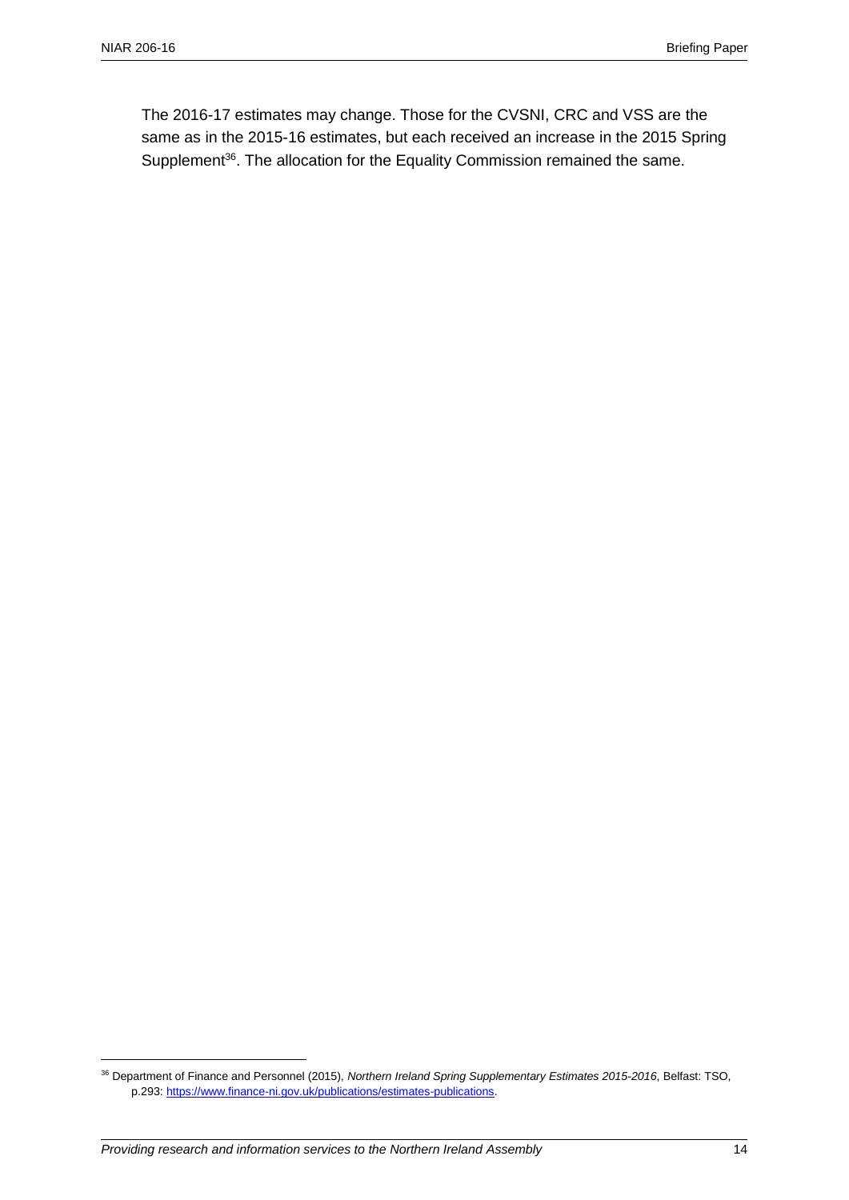The 2016-17 estimates may change. Those for the CVSNI, CRC and VSS are the same as in the 2015-16 estimates, but each received an increase in the 2015 Spring Supplement[36]. The allocation for the Equality Commission remained the same.

[36] Department of Finance and Personnel (2015), *Northern Ireland Spring Supplementary Estimates 2015-2016*, Belfast: TSO, p.293: https://www.finance-ni.gov.uk/publications/estimates-publications.